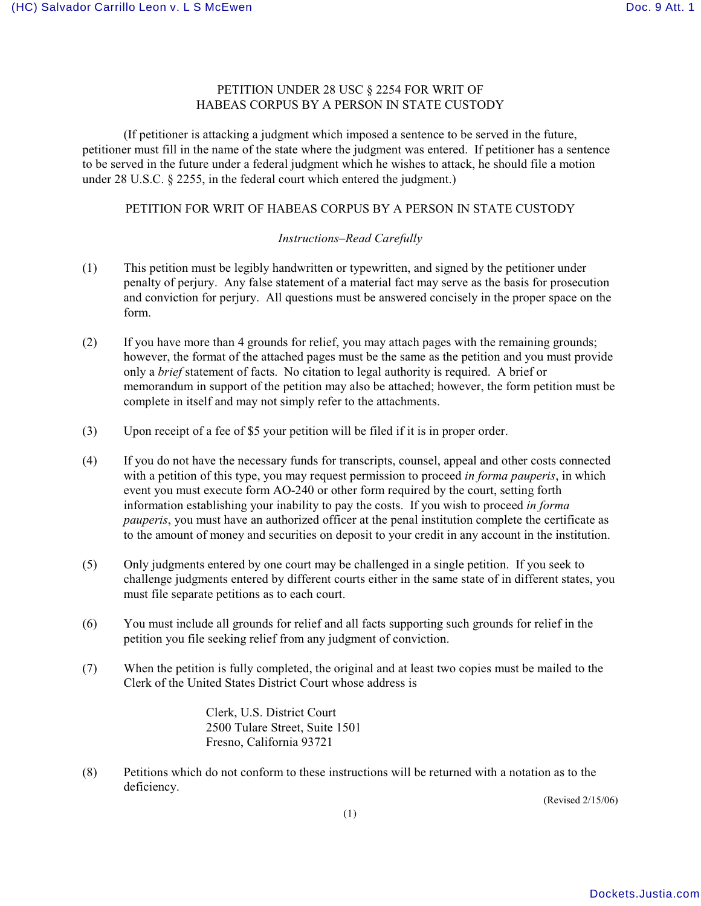# PETITION UNDER 28 USC § 2254 FOR WRIT OF HABEAS CORPUS BY A PERSON IN STATE CUSTODY

(If petitioner is attacking a judgment which imposed a sentence to be served in the future, petitioner must fill in the name of the state where the judgment was entered. If petitioner has a sentence to be served in the future under a federal judgment which he wishes to attack, he should file a motion under 28 U.S.C. § 2255, in the federal court which entered the judgment.)

## PETITION FOR WRIT OF HABEAS CORPUS BY A PERSON IN STATE CUSTODY

*Instructions–Read Carefully*

(1) This petition must be legibly handwritten or typewritten, and signed by the petitioner under penalty of perjury. Any false statement of a material fact may serve as the basis for prosecution and conviction for perjury. All questions must be answered concisely in the proper space on the form.

(2) If you have more than 4 grounds for relief, you may attach pages with the remaining grounds; however, the format of the attached pages must be the same as the petition and you must provide only a *brief* statement of facts. No citation to legal authority is required. A brief or memorandum in support of the petition may also be attached; however, the form petition must be complete in itself and may not simply refer to the attachments.

(3) Upon receipt of a fee of $5 your petition will be filed if it is in proper order.

(4) If you do not have the necessary funds for transcripts, counsel, appeal and other costs connected with a petition of this type, you may request permission to proceed *in forma pauperis*, in which event you must execute form AO-240 or other form required by the court, setting forth information establishing your inability to pay the costs. If you wish to proceed *in forma pauperis*, you must have an authorized officer at the penal institution complete the certificate as to the amount of money and securities on deposit to your credit in any account in the institution.

(5) Only judgments entered by one court may be challenged in a single petition. If you seek to challenge judgments entered by different courts either in the same state of in different states, you must file separate petitions as to each court.

(6) You must include all grounds for relief and all facts supporting such grounds for relief in the petition you file seeking relief from any judgment of conviction.

(7) When the petition is fully completed, the original and at least two copies must be mailed to the Clerk of the United States District Court whose address is

Clerk, U.S. District Court
2500 Tulare Street, Suite 1501
Fresno, California 93721

(8) Petitions which do not conform to these instructions will be returned with a notation as to the deficiency.

(Revised 2/15/06)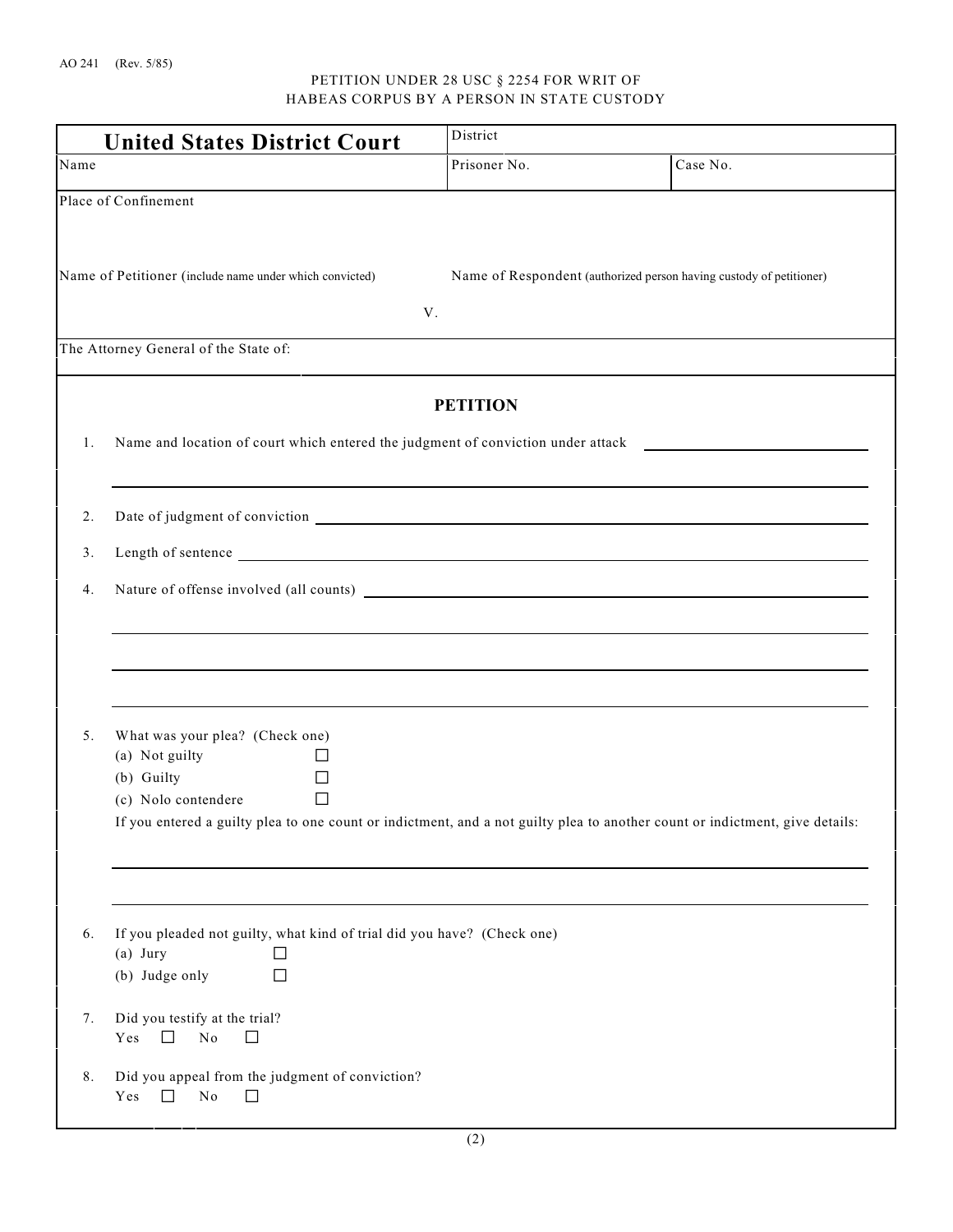AO 241 (Rev. 5/85)

PETITION UNDER 28 USC § 2254 FOR WRIT OF HABEAS CORPUS BY A PERSON IN STATE CUSTODY

| **United States District Court** | District | |
|---|---|---|
| Name | Prisoner No. | Case No. |
| Place of Confinement | | |

Name of Petitioner (include name under which convicted) V. Name of Respondent (authorized person having custody of petitioner)

The Attorney General of the State of:

## PETITION

1. Name and location of court which entered the judgment of conviction under attack ______________________

2. Date of judgment of conviction ______________________

3. Length of sentence ______________________

4. Nature of offense involved (all counts) ______________________

5. What was your plea? (Check one)
   (a) Not guilty ☐
   (b) Guilty ☐
   (c) Nolo contendere ☐
   If you entered a guilty plea to one count or indictment, and a not guilty plea to another count or indictment, give details:

6. If you pleaded not guilty, what kind of trial did you have? (Check one)
   (a) Jury ☐
   (b) Judge only ☐

7. Did you testify at the trial?
   Yes ☐ No ☐

8. Did you appeal from the judgment of conviction?
   Yes ☐ No ☐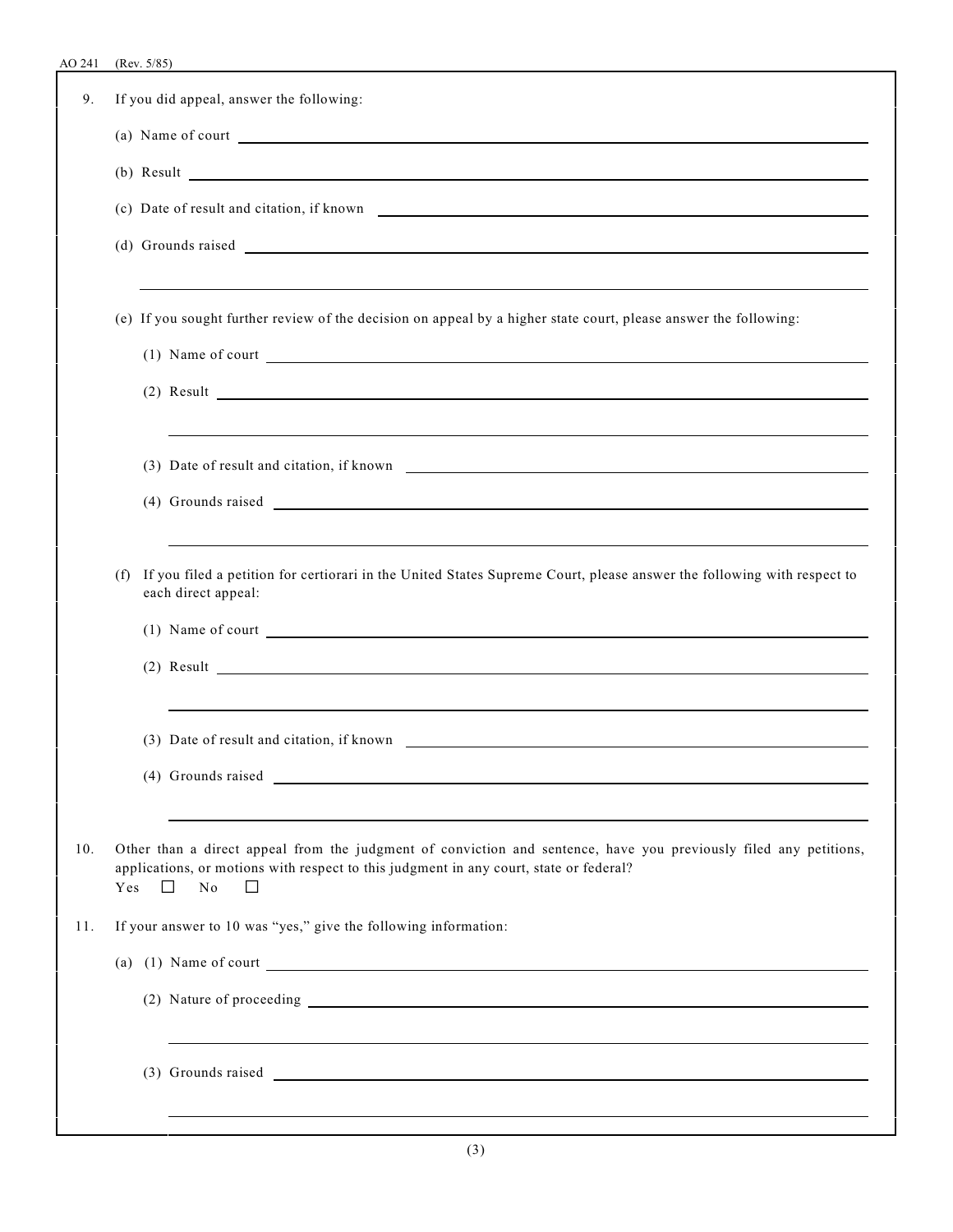9. If you did appeal, answer the following:

   (a) Name of court \_\_\_\_\_\_\_\_\_\_\_\_\_\_\_\_\_\_\_\_\_\_\_\_\_\_\_\_\_\_\_\_\_\_\_\_\_\_\_\_

   (b) Result \_\_\_\_\_\_\_\_\_\_\_\_\_\_\_\_\_\_\_\_\_\_\_\_\_\_\_\_\_\_\_\_\_\_\_\_\_\_\_\_

   (c) Date of result and citation, if known \_\_\_\_\_\_\_\_\_\_\_\_\_\_\_\_\_\_\_\_\_\_\_\_\_\_\_\_\_\_\_\_\_\_\_\_\_\_\_\_

   (d) Grounds raised \_\_\_\_\_\_\_\_\_\_\_\_\_\_\_\_\_\_\_\_\_\_\_\_\_\_\_\_\_\_\_\_\_\_\_\_\_\_\_\_

   \_\_\_\_\_\_\_\_\_\_\_\_\_\_\_\_\_\_\_\_\_\_\_\_\_\_\_\_\_\_\_\_\_\_\_\_\_\_\_\_

   (e) If you sought further review of the decision on appeal by a higher state court, please answer the following:

      (1) Name of court \_\_\_\_\_\_\_\_\_\_\_\_\_\_\_\_\_\_\_\_\_\_\_\_\_\_\_\_\_\_\_\_\_\_\_\_\_\_\_\_

      (2) Result \_\_\_\_\_\_\_\_\_\_\_\_\_\_\_\_\_\_\_\_\_\_\_\_\_\_\_\_\_\_\_\_\_\_\_\_\_\_\_\_

      \_\_\_\_\_\_\_\_\_\_\_\_\_\_\_\_\_\_\_\_\_\_\_\_\_\_\_\_\_\_\_\_\_\_\_\_\_\_\_\_

      (3) Date of result and citation, if known \_\_\_\_\_\_\_\_\_\_\_\_\_\_\_\_\_\_\_\_\_\_\_\_\_\_\_\_\_\_\_\_\_\_\_\_\_\_\_\_

      (4) Grounds raised \_\_\_\_\_\_\_\_\_\_\_\_\_\_\_\_\_\_\_\_\_\_\_\_\_\_\_\_\_\_\_\_\_\_\_\_\_\_\_\_

      \_\_\_\_\_\_\_\_\_\_\_\_\_\_\_\_\_\_\_\_\_\_\_\_\_\_\_\_\_\_\_\_\_\_\_\_\_\_\_\_

   (f) If you filed a petition for certiorari in the United States Supreme Court, please answer the following with respect to each direct appeal:

      (1) Name of court \_\_\_\_\_\_\_\_\_\_\_\_\_\_\_\_\_\_\_\_\_\_\_\_\_\_\_\_\_\_\_\_\_\_\_\_\_\_\_\_

      (2) Result \_\_\_\_\_\_\_\_\_\_\_\_\_\_\_\_\_\_\_\_\_\_\_\_\_\_\_\_\_\_\_\_\_\_\_\_\_\_\_\_

      \_\_\_\_\_\_\_\_\_\_\_\_\_\_\_\_\_\_\_\_\_\_\_\_\_\_\_\_\_\_\_\_\_\_\_\_\_\_\_\_

      (3) Date of result and citation, if known \_\_\_\_\_\_\_\_\_\_\_\_\_\_\_\_\_\_\_\_\_\_\_\_\_\_\_\_\_\_\_\_\_\_\_\_\_\_\_\_

      (4) Grounds raised \_\_\_\_\_\_\_\_\_\_\_\_\_\_\_\_\_\_\_\_\_\_\_\_\_\_\_\_\_\_\_\_\_\_\_\_\_\_\_\_

      \_\_\_\_\_\_\_\_\_\_\_\_\_\_\_\_\_\_\_\_\_\_\_\_\_\_\_\_\_\_\_\_\_\_\_\_\_\_\_\_

10. Other than a direct appeal from the judgment of conviction and sentence, have you previously filed any petitions, applications, or motions with respect to this judgment in any court, state or federal?
    Yes ☐ No ☐

11. If your answer to 10 was "yes," give the following information:

   (a) (1) Name of court \_\_\_\_\_\_\_\_\_\_\_\_\_\_\_\_\_\_\_\_\_\_\_\_\_\_\_\_\_\_\_\_\_\_\_\_\_\_\_\_

      (2) Nature of proceeding \_\_\_\_\_\_\_\_\_\_\_\_\_\_\_\_\_\_\_\_\_\_\_\_\_\_\_\_\_\_\_\_\_\_\_\_\_\_\_\_

      \_\_\_\_\_\_\_\_\_\_\_\_\_\_\_\_\_\_\_\_\_\_\_\_\_\_\_\_\_\_\_\_\_\_\_\_\_\_\_\_

      (3) Grounds raised \_\_\_\_\_\_\_\_\_\_\_\_\_\_\_\_\_\_\_\_\_\_\_\_\_\_\_\_\_\_\_\_\_\_\_\_\_\_\_\_

      \_\_\_\_\_\_\_\_\_\_\_\_\_\_\_\_\_\_\_\_\_\_\_\_\_\_\_\_\_\_\_\_\_\_\_\_\_\_\_\_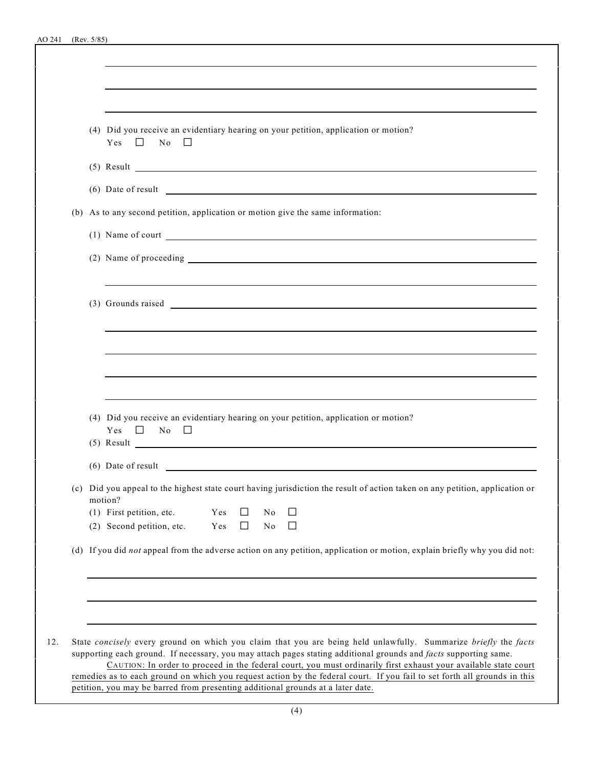(4) Did you receive an evidentiary hearing on your petition, application or motion?
Yes ☐ No ☐

(5) Result ______________________________

(6) Date of result ______________________________

(b) As to any second petition, application or motion give the same information:

(1) Name of court ______________________________

(2) Name of proceeding ______________________________

(3) Grounds raised ______________________________

(4) Did you receive an evidentiary hearing on your petition, application or motion?
Yes ☐ No ☐

(5) Result ______________________________

(6) Date of result ______________________________

(c) Did you appeal to the highest state court having jurisdiction the result of action taken on any petition, application or motion?

(1) First petition, etc. Yes ☐ No ☐

(2) Second petition, etc. Yes ☐ No ☐

(d) If you did *not* appeal from the adverse action on any petition, application or motion, explain briefly why you did not:

______________________________

12. State *concisely* every ground on which you claim that you are being held unlawfully. Summarize *briefly* the *facts* supporting each ground. If necessary, you may attach pages stating additional grounds and *facts* supporting same.

CAUTION: In order to proceed in the federal court, you must ordinarily first exhaust your available state court remedies as to each ground on which you request action by the federal court. If you fail to set forth all grounds in this petition, you may be barred from presenting additional grounds at a later date.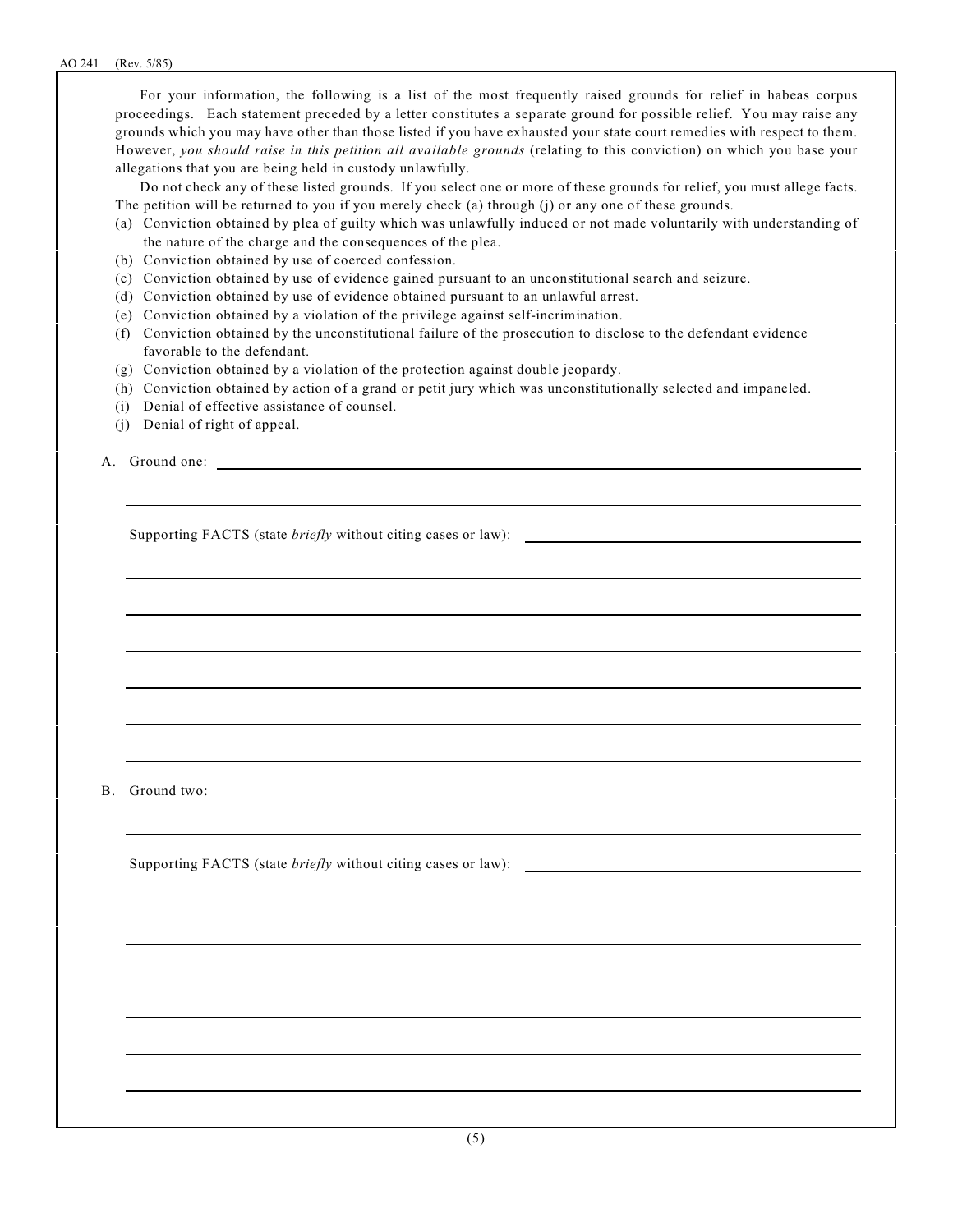For your information, the following is a list of the most frequently raised grounds for relief in habeas corpus proceedings. Each statement preceded by a letter constitutes a separate ground for possible relief. You may raise any grounds which you may have other than those listed if you have exhausted your state court remedies with respect to them. However, *you should raise in this petition all available grounds* (relating to this conviction) on which you base your allegations that you are being held in custody unlawfully.

Do not check any of these listed grounds. If you select one or more of these grounds for relief, you must allege facts. The petition will be returned to you if you merely check (a) through (j) or any one of these grounds.

(a) Conviction obtained by plea of guilty which was unlawfully induced or not made voluntarily with understanding of the nature of the charge and the consequences of the plea.

(b) Conviction obtained by use of coerced confession.

(c) Conviction obtained by use of evidence gained pursuant to an unconstitutional search and seizure.

(d) Conviction obtained by use of evidence obtained pursuant to an unlawful arrest.

(e) Conviction obtained by a violation of the privilege against self-incrimination.

(f) Conviction obtained by the unconstitutional failure of the prosecution to disclose to the defendant evidence favorable to the defendant.

(g) Conviction obtained by a violation of the protection against double jeopardy.

(h) Conviction obtained by action of a grand or petit jury which was unconstitutionally selected and impaneled.

(i) Denial of effective assistance of counsel.

(j) Denial of right of appeal.

A. Ground one: ______________________________________________________________

______________________________________________________________

Supporting FACTS (state *briefly* without citing cases or law): ______________________________

______________________________________________________________

______________________________________________________________

______________________________________________________________

______________________________________________________________

______________________________________________________________

______________________________________________________________

B. Ground two: ______________________________________________________________

______________________________________________________________

Supporting FACTS (state *briefly* without citing cases or law): ______________________________

______________________________________________________________

______________________________________________________________

______________________________________________________________

______________________________________________________________

______________________________________________________________

______________________________________________________________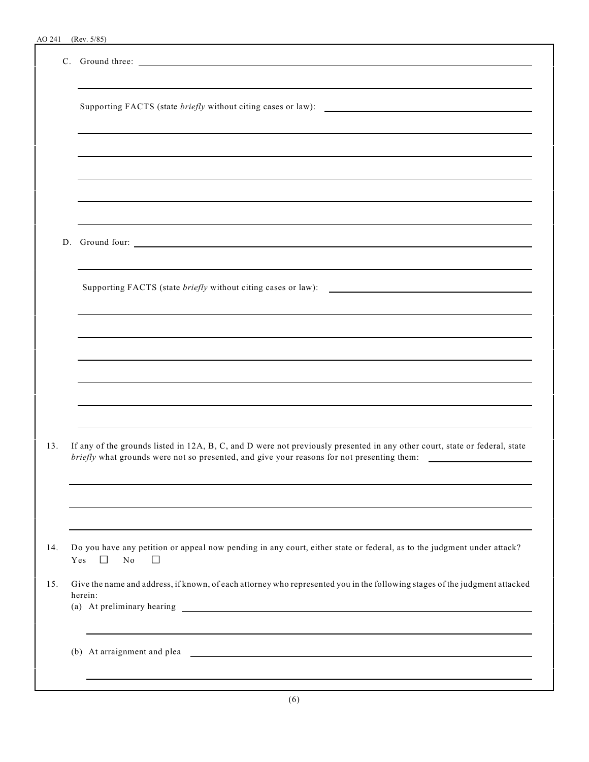C. Ground three: ______________________________________________

______________________________________________

Supporting FACTS (state *briefly* without citing cases or law): ______________________________________________

______________________________________________

______________________________________________

______________________________________________

______________________________________________

______________________________________________

D. Ground four: ______________________________________________

______________________________________________

Supporting FACTS (state *briefly* without citing cases or law): ______________________________________________

______________________________________________

______________________________________________

______________________________________________

______________________________________________

______________________________________________

______________________________________________

13. If any of the grounds listed in 12A, B, C, and D were not previously presented in any other court, state or federal, state *briefly* what grounds were not so presented, and give your reasons for not presenting them: ______________________________________________

______________________________________________

______________________________________________

______________________________________________

14. Do you have any petition or appeal now pending in any court, either state or federal, as to the judgment under attack?
Yes ☐ No ☐

15. Give the name and address, if known, of each attorney who represented you in the following stages of the judgment attacked herein:
(a) At preliminary hearing ______________________________________________

______________________________________________

(b) At arraignment and plea ______________________________________________

______________________________________________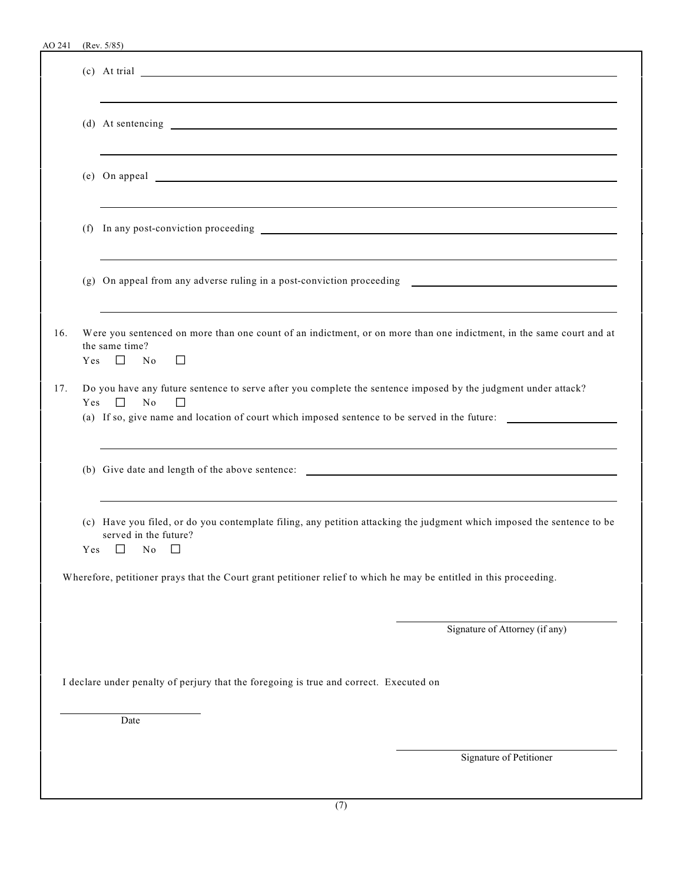(c) At trial ______________________________________________

______________________________________________

(d) At sentencing ______________________________________________

______________________________________________

(e) On appeal ______________________________________________

______________________________________________

(f) In any post-conviction proceeding ______________________________________________

______________________________________________

(g) On appeal from any adverse ruling in a post-conviction proceeding ______________________________

______________________________________________

16. Were you sentenced on more than one count of an indictment, or on more than one indictment, in the same court and at the same time?
Yes ☐ No ☐

17. Do you have any future sentence to serve after you complete the sentence imposed by the judgment under attack?
Yes ☐ No ☐

(a) If so, give name and location of court which imposed sentence to be served in the future: ______________________

______________________________________________

(b) Give date and length of the above sentence: ______________________________________________

______________________________________________

(c) Have you filed, or do you contemplate filing, any petition attacking the judgment which imposed the sentence to be served in the future?
Yes ☐ No ☐

Wherefore, petitioner prays that the Court grant petitioner relief to which he may be entitled in this proceeding.

______________________________
Signature of Attorney (if any)

I declare under penalty of perjury that the foregoing is true and correct. Executed on

______________________
Date

______________________________
Signature of Petitioner